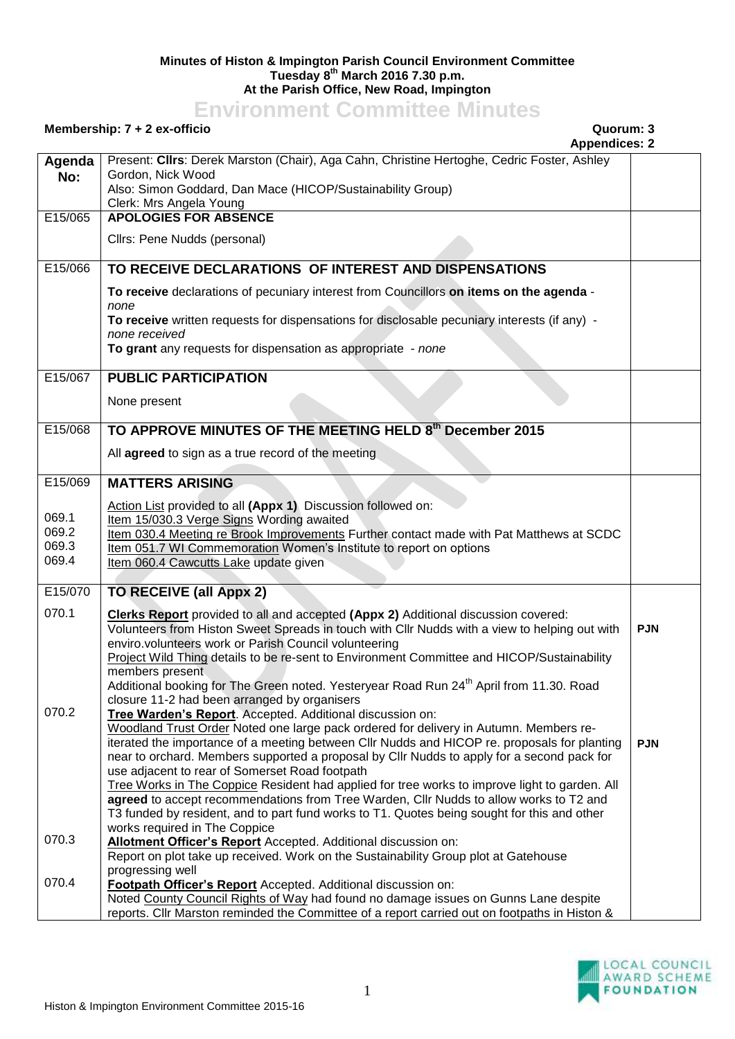**Minutes of Histon & Impington Parish Council Environment Committee**
**Tuesday 8th March 2016 7.30 p.m.**
**At the Parish Office, New Road, Impington**

# Environment Committee Minutes

**Membership: 7 + 2 ex-officio** **Quorum: 3**
**Appendices: 2**

| Agenda No: | Present: **Cllrs**: Derek Marston (Chair), Aga Cahn, Christine Hertoghe, Cedric Foster, Ashley Gordon, Nick Wood<br>Also: Simon Goddard, Dan Mace (HICOP/Sustainability Group)<br>Clerk: Mrs Angela Young | |
|---|---|---|
| E15/065 | **APOLOGIES FOR ABSENCE**<br><br>Cllrs: Pene Nudds (personal) | |
| E15/066 | **TO RECEIVE DECLARATIONS OF INTEREST AND DISPENSATIONS**<br><br>**To receive** declarations of pecuniary interest from Councillors **on items on the agenda** - *none*<br>**To receive** written requests for dispensations for disclosable pecuniary interests (if any) - *none received*<br>**To grant** any requests for dispensation as appropriate - *none* | |
| E15/067 | **PUBLIC PARTICIPATION**<br><br>None present | |
| E15/068 | **TO APPROVE MINUTES OF THE MEETING HELD 8th December 2015**<br><br>All **agreed** to sign as a true record of the meeting | |
| E15/069<br><br>069.1<br>069.2<br>069.3<br>069.4 | **MATTERS ARISING**<br><br>Action List provided to all **(Appx 1)** Discussion followed on:<br>Item 15/030.3 Verge Signs Wording awaited<br>Item 030.4 Meeting re Brook Improvements Further contact made with Pat Matthews at SCDC<br>Item 051.7 WI Commemoration Women's Institute to report on options<br>Item 060.4 Cawcutts Lake update given | |
| E15/070<br><br>070.1<br><br><br><br><br><br><br>070.2<br><br><br><br><br><br><br><br><br><br>070.3<br><br>070.4 | **TO RECEIVE (all Appx 2)**<br><br>**Clerks Report** provided to all and accepted **(Appx 2)** Additional discussion covered:<br>Volunteers from Histon Sweet Spreads in touch with Cllr Nudds with a view to helping out with enviro.volunteers work or Parish Council volunteering<br>Project Wild Thing details to be re-sent to Environment Committee and HICOP/Sustainability members present<br>Additional booking for The Green noted. Yesteryear Road Run 24th April from 11.30. Road closure 11-2 had been arranged by organisers<br>**Tree Warden's Report**. Accepted. Additional discussion on:<br>Woodland Trust Order Noted one large pack ordered for delivery in Autumn. Members re-iterated the importance of a meeting between Cllr Nudds and HICOP re. proposals for planting near to orchard. Members supported a proposal by Cllr Nudds to apply for a second pack for use adjacent to rear of Somerset Road footpath<br>Tree Works in The Coppice Resident had applied for tree works to improve light to garden. All **agreed** to accept recommendations from Tree Warden, Cllr Nudds to allow works to T2 and T3 funded by resident, and to part fund works to T1. Quotes being sought for this and other works required in The Coppice<br>**Allotment Officer's Report** Accepted. Additional discussion on:<br>Report on plot take up received. Work on the Sustainability Group plot at Gatehouse progressing well<br>**Footpath Officer's Report** Accepted. Additional discussion on:<br>Noted County Council Rights of Way had found no damage issues on Gunns Lane despite reports. Cllr Marston reminded the Committee of a report carried out on footpaths in Histon & | <br><br><br>**PJN**<br><br><br><br><br><br><br><br><br>**PJN** |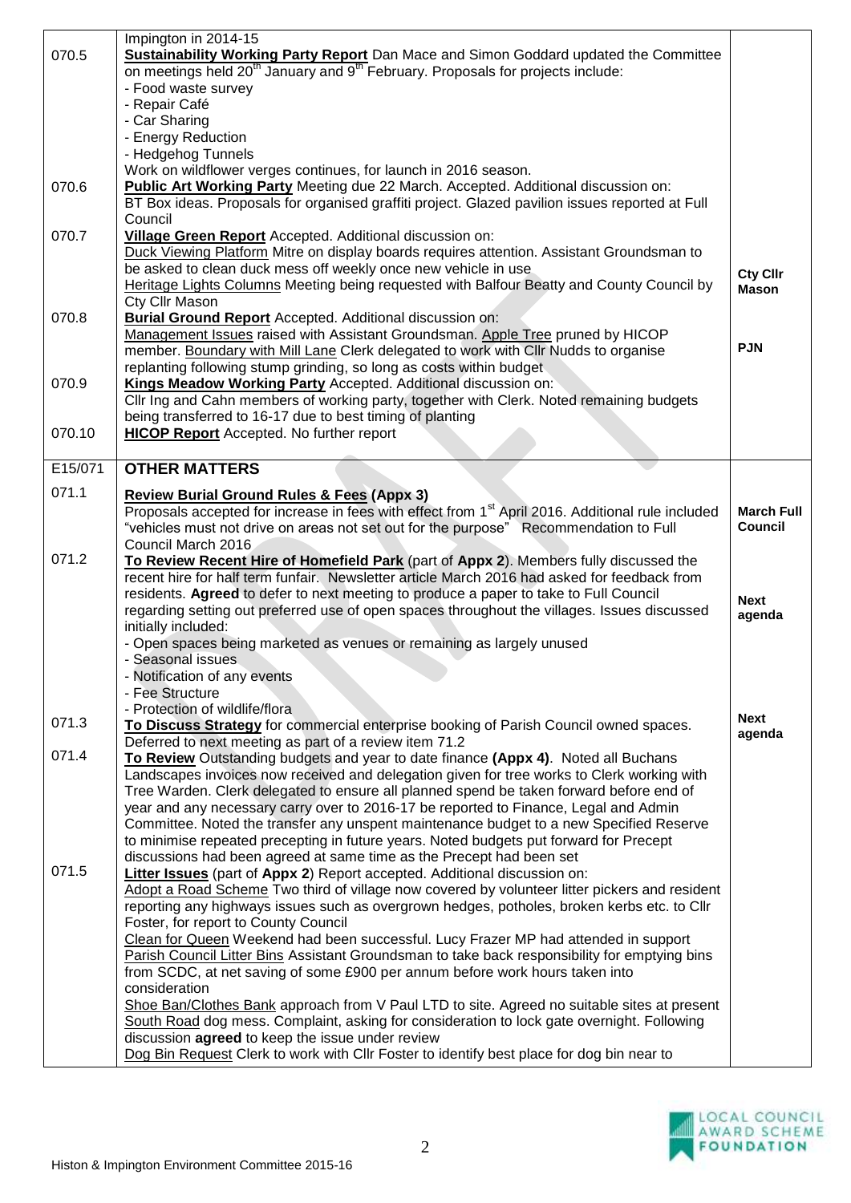| | | |
|---|---|---|
| | Impington in 2014-15 | |
| 070.5 | **Sustainability Working Party Report** Dan Mace and Simon Goddard updated the Committee on meetings held 20th January and 9th February. Proposals for projects include:<br>- Food waste survey<br>- Repair Café<br>- Car Sharing<br>- Energy Reduction<br>- Hedgehog Tunnels<br>Work on wildflower verges continues, for launch in 2016 season. | |
| 070.6 | **Public Art Working Party** Meeting due 22 March. Accepted. Additional discussion on: BT Box ideas. Proposals for organised graffiti project. Glazed pavilion issues reported at Full Council | |
| 070.7 | **Village Green Report** Accepted. Additional discussion on:<br>Duck Viewing Platform Mitre on display boards requires attention. Assistant Groundsman to be asked to clean duck mess off weekly once new vehicle in use<br>Heritage Lights Columns Meeting being requested with Balfour Beatty and County Council by Cty Cllr Mason | **Cty Cllr Mason** |
| 070.8 | **Burial Ground Report** Accepted. Additional discussion on:<br>Management Issues raised with Assistant Groundsman. Apple Tree pruned by HICOP member. Boundary with Mill Lane Clerk delegated to work with Cllr Nudds to organise replanting following stump grinding, so long as costs within budget | **PJN** |
| 070.9 | **Kings Meadow Working Party** Accepted. Additional discussion on:<br>Cllr Ing and Cahn members of working party, together with Clerk. Noted remaining budgets being transferred to 16-17 due to best timing of planting | |
| 070.10 | **HICOP Report** Accepted. No further report | |
| E15/071 | **OTHER MATTERS** | |
| 071.1 | **Review Burial Ground Rules & Fees (Appx 3)**<br>Proposals accepted for increase in fees with effect from 1st April 2016. Additional rule included "vehicles must not drive on areas not set out for the purpose" Recommendation to Full Council March 2016 | **March Full Council** |
| 071.2 | **To Review Recent Hire of Homefield Park** (part of **Appx 2**). Members fully discussed the recent hire for half term funfair. Newsletter article March 2016 had asked for feedback from residents. **Agreed** to defer to next meeting to produce a paper to take to Full Council regarding setting out preferred use of open spaces throughout the villages. Issues discussed initially included:<br>- Open spaces being marketed as venues or remaining as largely unused<br>- Seasonal issues<br>- Notification of any events<br>- Fee Structure<br>- Protection of wildlife/flora | **Next agenda** |
| 071.3 | **To Discuss Strategy** for commercial enterprise booking of Parish Council owned spaces. Deferred to next meeting as part of a review item 71.2 | **Next agenda** |
| 071.4 | **To Review** Outstanding budgets and year to date finance **(Appx 4)**. Noted all Buchans Landscapes invoices now received and delegation given for tree works to Clerk working with Tree Warden. Clerk delegated to ensure all planned spend be taken forward before end of year and any necessary carry over to 2016-17 be reported to Finance, Legal and Admin Committee. Noted the transfer any unspent maintenance budget to a new Specified Reserve to minimise repeated precepting in future years. Noted budgets put forward for Precept discussions had been agreed at same time as the Precept had been set | |
| 071.5 | **Litter Issues** (part of **Appx 2**) Report accepted. Additional discussion on:<br>Adopt a Road Scheme Two third of village now covered by volunteer litter pickers and resident reporting any highways issues such as overgrown hedges, potholes, broken kerbs etc. to Cllr Foster, for report to County Council<br>Clean for Queen Weekend had been successful. Lucy Frazer MP had attended in support<br>Parish Council Litter Bins Assistant Groundsman to take back responsibility for emptying bins from SCDC, at net saving of some £900 per annum before work hours taken into consideration<br>Shoe Ban/Clothes Bank approach from V Paul LTD to site. Agreed no suitable sites at present<br>South Road dog mess. Complaint, asking for consideration to lock gate overnight. Following discussion **agreed** to keep the issue under review<br>Dog Bin Request Clerk to work with Cllr Foster to identify best place for dog bin near to | |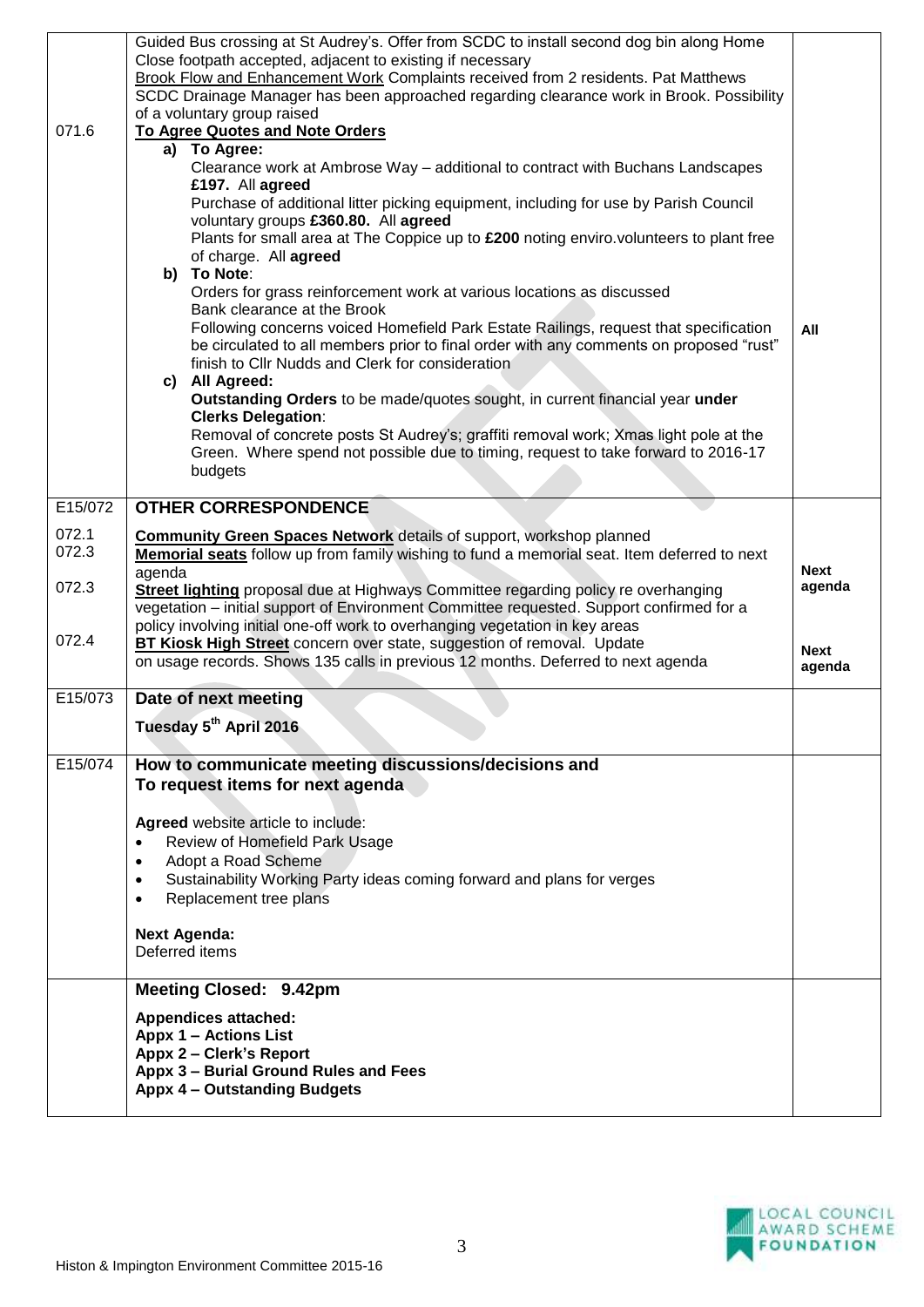| | | |
|---|---|---|
| | Guided Bus crossing at St Audrey's. Offer from SCDC to install second dog bin along Home Close footpath accepted, adjacent to existing if necessary<br>Brook Flow and Enhancement Work Complaints received from 2 residents. Pat Matthews SCDC Drainage Manager has been approached regarding clearance work in Brook. Possibility of a voluntary group raised | |
| 071.6 | **To Agree Quotes and Note Orders**<br>**a) To Agree:**<br>Clearance work at Ambrose Way – additional to contract with Buchans Landscapes **£197.** All **agreed**<br>Purchase of additional litter picking equipment, including for use by Parish Council voluntary groups **£360.80.** All **agreed**<br>Plants for small area at The Coppice up to **£200** noting enviro.volunteers to plant free of charge. All **agreed**<br>**b) To Note**:<br>Orders for grass reinforcement work at various locations as discussed<br>Bank clearance at the Brook<br>Following concerns voiced Homefield Park Estate Railings, request that specification be circulated to all members prior to final order with any comments on proposed "rust" finish to Cllr Nudds and Clerk for consideration<br>**c) All Agreed:**<br>**Outstanding Orders** to be made/quotes sought, in current financial year **under Clerks Delegation**:<br>Removal of concrete posts St Audrey's; graffiti removal work; Xmas light pole at the Green. Where spend not possible due to timing, request to take forward to 2016-17 budgets | **All** |
| E15/072 | **OTHER CORRESPONDENCE** | |
| 072.1 | **Community Green Spaces Network** details of support, workshop planned | |
| 072.3 | **Memorial seats** follow up from family wishing to fund a memorial seat. Item deferred to next agenda | **Next agenda** |
| 072.3 | **Street lighting** proposal due at Highways Committee regarding policy re overhanging vegetation – initial support of Environment Committee requested. Support confirmed for a policy involving initial one-off work to overhanging vegetation in key areas | |
| 072.4 | **BT Kiosk High Street** concern over state, suggestion of removal. Update on usage records. Shows 135 calls in previous 12 months. Deferred to next agenda | **Next agenda** |
| E15/073 | **Date of next meeting**<br>**Tuesday 5th April 2016** | |
| E15/074 | **How to communicate meeting discussions/decisions and To request items for next agenda**<br><br>**Agreed** website article to include:<br>• Review of Homefield Park Usage<br>• Adopt a Road Scheme<br>• Sustainability Working Party ideas coming forward and plans for verges<br>• Replacement tree plans<br><br>**Next Agenda:**<br>Deferred items | |
| | **Meeting Closed: 9.42pm**<br><br>**Appendices attached:**<br>**Appx 1 – Actions List**<br>**Appx 2 – Clerk's Report**<br>**Appx 3 – Burial Ground Rules and Fees**<br>**Appx 4 – Outstanding Budgets** | |